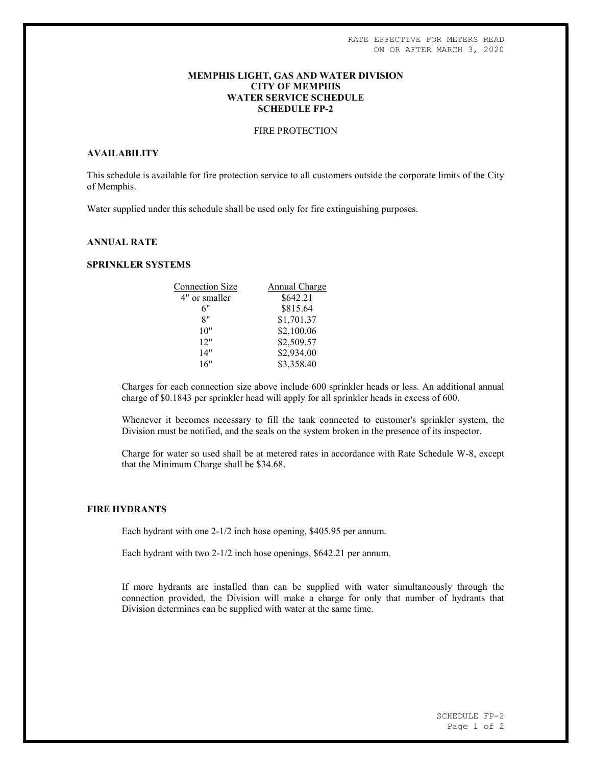RATE EFFECTIVE FOR METERS READ ON OR AFTER MARCH 3, 2020

**MEMPHIS LIGHT, GAS AND WATER DIVISION**
**CITY OF MEMPHIS**
**WATER SERVICE SCHEDULE**
**SCHEDULE FP-2**

FIRE PROTECTION

## AVAILABILITY

This schedule is available for fire protection service to all customers outside the corporate limits of the City of Memphis.

Water supplied under this schedule shall be used only for fire extinguishing purposes.

## ANNUAL RATE

### SPRINKLER SYSTEMS

| Connection Size | Annual Charge |
| --- | --- |
| 4" or smaller | $642.21 |
| 6" | $815.64 |
| 8" | $1,701.37 |
| 10" | $2,100.06 |
| 12" | $2,509.57 |
| 14" | $2,934.00 |
| 16" | $3,358.40 |

Charges for each connection size above include 600 sprinkler heads or less. An additional annual charge of $0.1843 per sprinkler head will apply for all sprinkler heads in excess of 600.

Whenever it becomes necessary to fill the tank connected to customer's sprinkler system, the Division must be notified, and the seals on the system broken in the presence of its inspector.

Charge for water so used shall be at metered rates in accordance with Rate Schedule W-8, except that the Minimum Charge shall be $34.68.

### FIRE HYDRANTS

Each hydrant with one 2-1/2 inch hose opening, $405.95 per annum.

Each hydrant with two 2-1/2 inch hose openings, $642.21 per annum.

If more hydrants are installed than can be supplied with water simultaneously through the connection provided, the Division will make a charge for only that number of hydrants that Division determines can be supplied with water at the same time.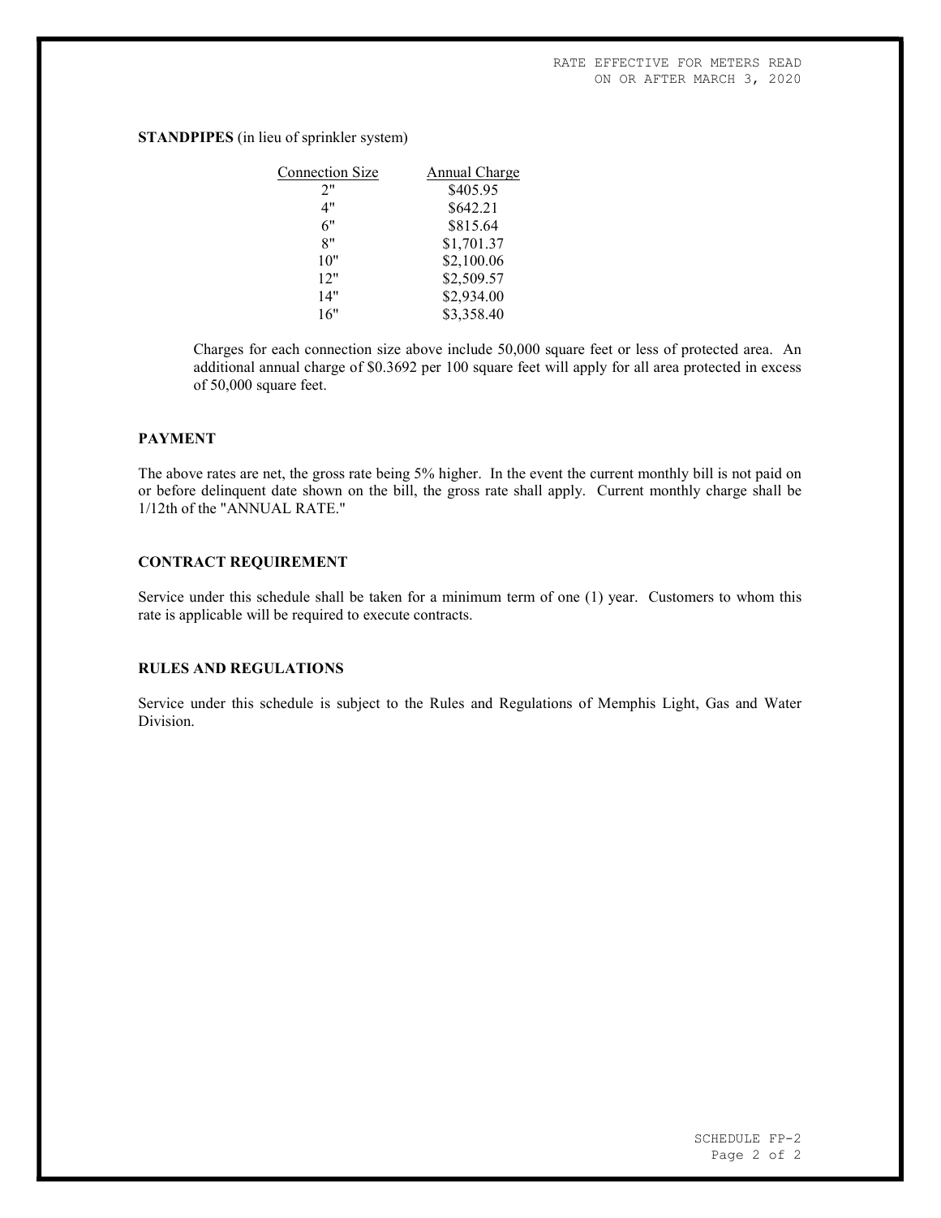RATE EFFECTIVE FOR METERS READ ON OR AFTER MARCH 3, 2020

**STANDPIPES** (in lieu of sprinkler system)

| Connection Size | Annual Charge |
|---|---|
| 2" | $405.95 |
| 4" | $642.21 |
| 6" | $815.64 |
| 8" | $1,701.37 |
| 10" | $2,100.06 |
| 12" | $2,509.57 |
| 14" | $2,934.00 |
| 16" | $3,358.40 |

Charges for each connection size above include 50,000 square feet or less of protected area. An additional annual charge of $0.3692 per 100 square feet will apply for all area protected in excess of 50,000 square feet.

## PAYMENT

The above rates are net, the gross rate being 5% higher. In the event the current monthly bill is not paid on or before delinquent date shown on the bill, the gross rate shall apply. Current monthly charge shall be 1/12th of the "ANNUAL RATE."

## CONTRACT REQUIREMENT

Service under this schedule shall be taken for a minimum term of one (1) year. Customers to whom this rate is applicable will be required to execute contracts.

## RULES AND REGULATIONS

Service under this schedule is subject to the Rules and Regulations of Memphis Light, Gas and Water Division.

SCHEDULE FP-2